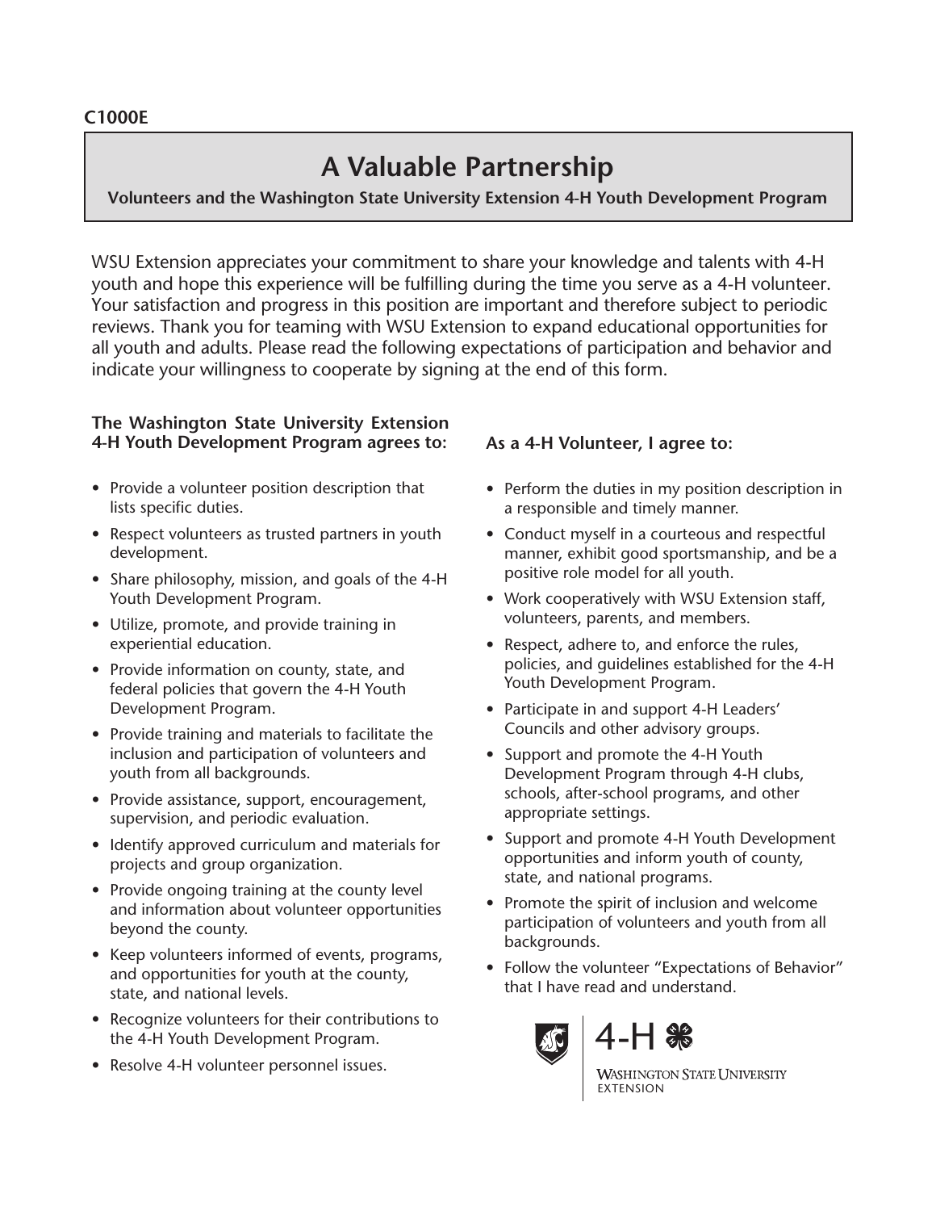**C1000E**

# A Valuable Partnership

**Volunteers and the Washington State University Extension 4-H Youth Development Program**

WSU Extension appreciates your commitment to share your knowledge and talents with 4-H youth and hope this experience will be fulfilling during the time you serve as a 4-H volunteer. Your satisfaction and progress in this position are important and therefore subject to periodic reviews. Thank you for teaming with WSU Extension to expand educational opportunities for all youth and adults. Please read the following expectations of participation and behavior and indicate your willingness to cooperate by signing at the end of this form.

**The Washington State University Extension 4-H Youth Development Program agrees to:**

- Provide a volunteer position description that lists specific duties.
- Respect volunteers as trusted partners in youth development.
- Share philosophy, mission, and goals of the 4-H Youth Development Program.
- Utilize, promote, and provide training in experiential education.
- Provide information on county, state, and federal policies that govern the 4-H Youth Development Program.
- Provide training and materials to facilitate the inclusion and participation of volunteers and youth from all backgrounds.
- Provide assistance, support, encouragement, supervision, and periodic evaluation.
- Identify approved curriculum and materials for projects and group organization.
- Provide ongoing training at the county level and information about volunteer opportunities beyond the county.
- Keep volunteers informed of events, programs, and opportunities for youth at the county, state, and national levels.
- Recognize volunteers for their contributions to the 4-H Youth Development Program.
- Resolve 4-H volunteer personnel issues.

**As a 4-H Volunteer, I agree to:**

- Perform the duties in my position description in a responsible and timely manner.
- Conduct myself in a courteous and respectful manner, exhibit good sportsmanship, and be a positive role model for all youth.
- Work cooperatively with WSU Extension staff, volunteers, parents, and members.
- Respect, adhere to, and enforce the rules, policies, and guidelines established for the 4-H Youth Development Program.
- Participate in and support 4-H Leaders' Councils and other advisory groups.
- Support and promote the 4-H Youth Development Program through 4-H clubs, schools, after-school programs, and other appropriate settings.
- Support and promote 4-H Youth Development opportunities and inform youth of county, state, and national programs.
- Promote the spirit of inclusion and welcome participation of volunteers and youth from all backgrounds.
- Follow the volunteer "Expectations of Behavior" that I have read and understand.

4-H

Washington State University Extension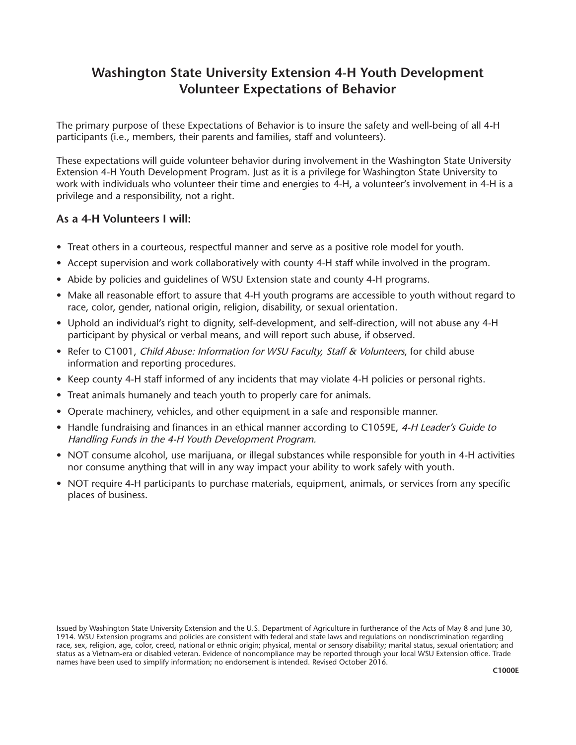# Washington State University Extension 4-H Youth Development Volunteer Expectations of Behavior

The primary purpose of these Expectations of Behavior is to insure the safety and well-being of all 4-H participants (i.e., members, their parents and families, staff and volunteers).

These expectations will guide volunteer behavior during involvement in the Washington State University Extension 4-H Youth Development Program. Just as it is a privilege for Washington State University to work with individuals who volunteer their time and energies to 4-H, a volunteer's involvement in 4-H is a privilege and a responsibility, not a right.

## As a 4-H Volunteers I will:

- Treat others in a courteous, respectful manner and serve as a positive role model for youth.
- Accept supervision and work collaboratively with county 4-H staff while involved in the program.
- Abide by policies and guidelines of WSU Extension state and county 4-H programs.
- Make all reasonable effort to assure that 4-H youth programs are accessible to youth without regard to race, color, gender, national origin, religion, disability, or sexual orientation.
- Uphold an individual's right to dignity, self-development, and self-direction, will not abuse any 4-H participant by physical or verbal means, and will report such abuse, if observed.
- Refer to C1001, *Child Abuse: Information for WSU Faculty, Staff & Volunteers*, for child abuse information and reporting procedures.
- Keep county 4-H staff informed of any incidents that may violate 4-H policies or personal rights.
- Treat animals humanely and teach youth to properly care for animals.
- Operate machinery, vehicles, and other equipment in a safe and responsible manner.
- Handle fundraising and finances in an ethical manner according to C1059E, *4-H Leader's Guide to Handling Funds in the 4-H Youth Development Program.*
- NOT consume alcohol, use marijuana, or illegal substances while responsible for youth in 4-H activities nor consume anything that will in any way impact your ability to work safely with youth.
- NOT require 4-H participants to purchase materials, equipment, animals, or services from any specific places of business.

Issued by Washington State University Extension and the U.S. Department of Agriculture in furtherance of the Acts of May 8 and June 30, 1914. WSU Extension programs and policies are consistent with federal and state laws and regulations on nondiscrimination regarding race, sex, religion, age, color, creed, national or ethnic origin; physical, mental or sensory disability; marital status, sexual orientation; and status as a Vietnam-era or disabled veteran. Evidence of noncompliance may be reported through your local WSU Extension office. Trade names have been used to simplify information; no endorsement is intended. Revised October 2016.

**C1000E**